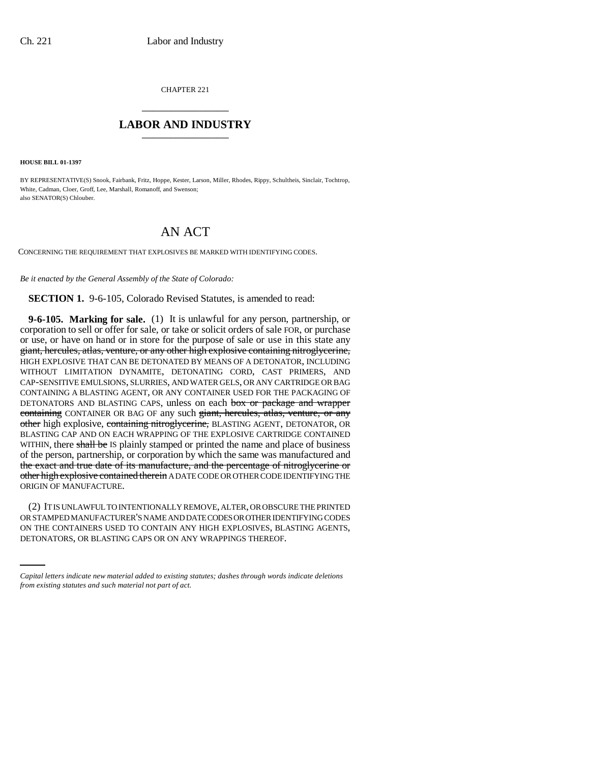CHAPTER 221

# LABOR AND INDUSTRY

**HOUSE BILL 01-1397**

BY REPRESENTATIVE(S) Snook, Fairbank, Fritz, Hoppe, Kester, Larson, Miller, Rhodes, Rippy, Schultheis, Sinclair, Tochtrop, White, Cadman, Cloer, Groff, Lee, Marshall, Romanoff, and Swenson;
also SENATOR(S) Chlouber.

## AN ACT

CONCERNING THE REQUIREMENT THAT EXPLOSIVES BE MARKED WITH IDENTIFYING CODES.

*Be it enacted by the General Assembly of the State of Colorado:*

**SECTION 1.** 9-6-105, Colorado Revised Statutes, is amended to read:

**9-6-105. Marking for sale.** (1) It is unlawful for any person, partnership, or corporation to sell or offer for sale, or take or solicit orders of sale FOR, or purchase or use, or have on hand or in store for the purpose of sale or use in this state any ~~giant, hercules, atlas, venture, or any other high explosive containing nitroglycerine,~~ HIGH EXPLOSIVE THAT CAN BE DETONATED BY MEANS OF A DETONATOR, INCLUDING WITHOUT LIMITATION DYNAMITE, DETONATING CORD, CAST PRIMERS, AND CAP-SENSITIVE EMULSIONS, SLURRIES, AND WATER GELS, OR ANY CARTRIDGE OR BAG CONTAINING A BLASTING AGENT, OR ANY CONTAINER USED FOR THE PACKAGING OF DETONATORS AND BLASTING CAPS, unless on each ~~box or package and wrapper containing~~ CONTAINER OR BAG OF any such ~~giant, hercules, atlas, venture, or any other~~ high explosive, ~~containing nitroglycerine,~~ BLASTING AGENT, DETONATOR, OR BLASTING CAP AND ON EACH WRAPPING OF THE EXPLOSIVE CARTRIDGE CONTAINED WITHIN, there ~~shall be~~ IS plainly stamped or printed the name and place of business of the person, partnership, or corporation by which the same was manufactured and ~~the exact and true date of its manufacture, and the percentage of nitroglycerine or other high explosive contained therein~~ A DATE CODE OR OTHER CODE IDENTIFYING THE ORIGIN OF MANUFACTURE.

(2) IT IS UNLAWFUL TO INTENTIONALLY REMOVE, ALTER, OR OBSCURE THE PRINTED OR STAMPED MANUFACTURER'S NAME AND DATE CODES OR OTHER IDENTIFYING CODES ON THE CONTAINERS USED TO CONTAIN ANY HIGH EXPLOSIVES, BLASTING AGENTS, DETONATORS, OR BLASTING CAPS OR ON ANY WRAPPINGS THEREOF.

*Capital letters indicate new material added to existing statutes; dashes through words indicate deletions from existing statutes and such material not part of act.*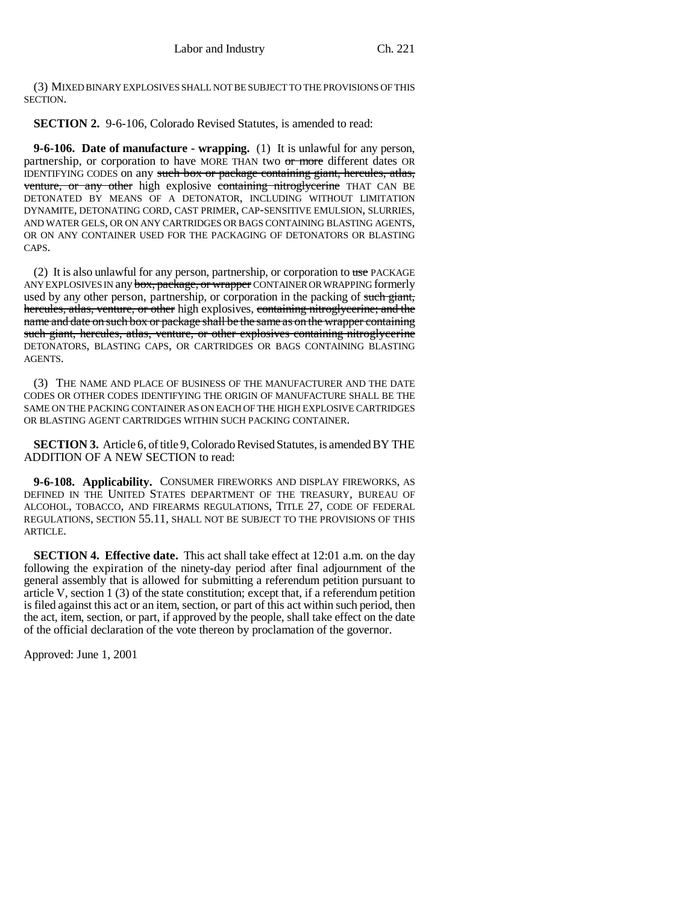(3) MIXED BINARY EXPLOSIVES SHALL NOT BE SUBJECT TO THE PROVISIONS OF THIS SECTION.

**SECTION 2.** 9-6-106, Colorado Revised Statutes, is amended to read:

**9-6-106. Date of manufacture - wrapping.** (1) It is unlawful for any person, partnership, or corporation to have MORE THAN two ~~or more~~ different dates OR IDENTIFYING CODES on any ~~such box or package containing giant, hercules, atlas, venture, or any other~~ high explosive ~~containing nitroglycerine~~ THAT CAN BE DETONATED BY MEANS OF A DETONATOR, INCLUDING WITHOUT LIMITATION DYNAMITE, DETONATING CORD, CAST PRIMER, CAP-SENSITIVE EMULSION, SLURRIES, AND WATER GELS, OR ON ANY CARTRIDGES OR BAGS CONTAINING BLASTING AGENTS, OR ON ANY CONTAINER USED FOR THE PACKAGING OF DETONATORS OR BLASTING CAPS.

(2) It is also unlawful for any person, partnership, or corporation to ~~use~~ PACKAGE ANY EXPLOSIVES IN any ~~box, package, or wrapper~~ CONTAINER OR WRAPPING formerly used by any other person, partnership, or corporation in the packing of ~~such giant, hercules, atlas, venture, or other~~ high explosives, ~~containing nitroglycerine; and the name and date on such box or package shall be the same as on the wrapper containing such giant, hercules, atlas, venture, or other explosives containing nitroglycerine~~ DETONATORS, BLASTING CAPS, OR CARTRIDGES OR BAGS CONTAINING BLASTING AGENTS.

(3) THE NAME AND PLACE OF BUSINESS OF THE MANUFACTURER AND THE DATE CODES OR OTHER CODES IDENTIFYING THE ORIGIN OF MANUFACTURE SHALL BE THE SAME ON THE PACKING CONTAINER AS ON EACH OF THE HIGH EXPLOSIVE CARTRIDGES OR BLASTING AGENT CARTRIDGES WITHIN SUCH PACKING CONTAINER.

**SECTION 3.** Article 6, of title 9, Colorado Revised Statutes, is amended BY THE ADDITION OF A NEW SECTION to read:

**9-6-108. Applicability.** CONSUMER FIREWORKS AND DISPLAY FIREWORKS, AS DEFINED IN THE UNITED STATES DEPARTMENT OF THE TREASURY, BUREAU OF ALCOHOL, TOBACCO, AND FIREARMS REGULATIONS, TITLE 27, CODE OF FEDERAL REGULATIONS, SECTION 55.11, SHALL NOT BE SUBJECT TO THE PROVISIONS OF THIS ARTICLE.

**SECTION 4. Effective date.** This act shall take effect at 12:01 a.m. on the day following the expiration of the ninety-day period after final adjournment of the general assembly that is allowed for submitting a referendum petition pursuant to article V, section 1 (3) of the state constitution; except that, if a referendum petition is filed against this act or an item, section, or part of this act within such period, then the act, item, section, or part, if approved by the people, shall take effect on the date of the official declaration of the vote thereon by proclamation of the governor.

Approved: June 1, 2001